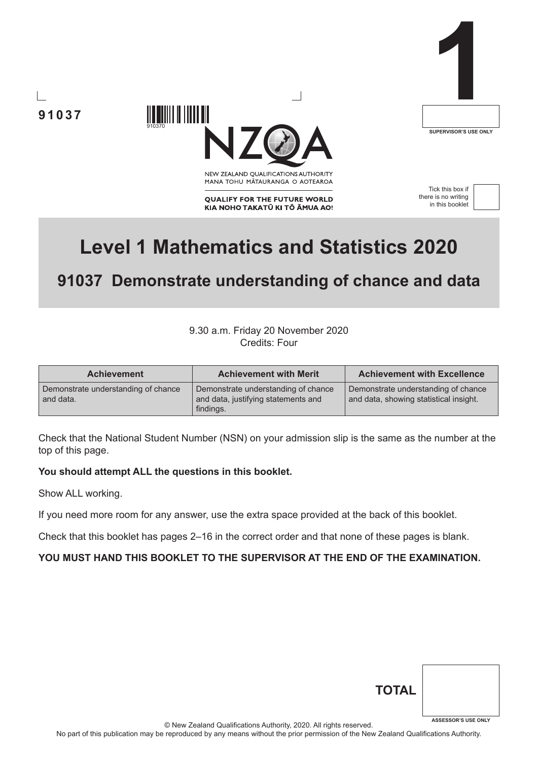91037

910370

NEW ZEALAND QUALIFICATIONS AUTHORITY
MANA TOHU MĀTAURANGA O AOTEAROA

**QUALIFY FOR THE FUTURE WORLD**
**KIA NOHO TAKATŪ KI TŌ ĀMUA AO!**

**1**

SUPERVISOR'S USE ONLY

Tick this box if there is no writing in this booklet

# Level 1 Mathematics and Statistics 2020

## 91037 Demonstrate understanding of chance and data

9.30 a.m. Friday 20 November 2020
Credits: Four

| Achievement | Achievement with Merit | Achievement with Excellence |
|---|---|---|
| Demonstrate understanding of chance and data. | Demonstrate understanding of chance and data, justifying statements and findings. | Demonstrate understanding of chance and data, showing statistical insight. |

Check that the National Student Number (NSN) on your admission slip is the same as the number at the top of this page.

**You should attempt ALL the questions in this booklet.**

Show ALL working.

If you need more room for any answer, use the extra space provided at the back of this booklet.

Check that this booklet has pages 2–16 in the correct order and that none of these pages is blank.

**YOU MUST HAND THIS BOOKLET TO THE SUPERVISOR AT THE END OF THE EXAMINATION.**

**TOTAL**

ASSESSOR'S USE ONLY

© New Zealand Qualifications Authority, 2020. All rights reserved.
No part of this publication may be reproduced by any means without the prior permission of the New Zealand Qualifications Authority.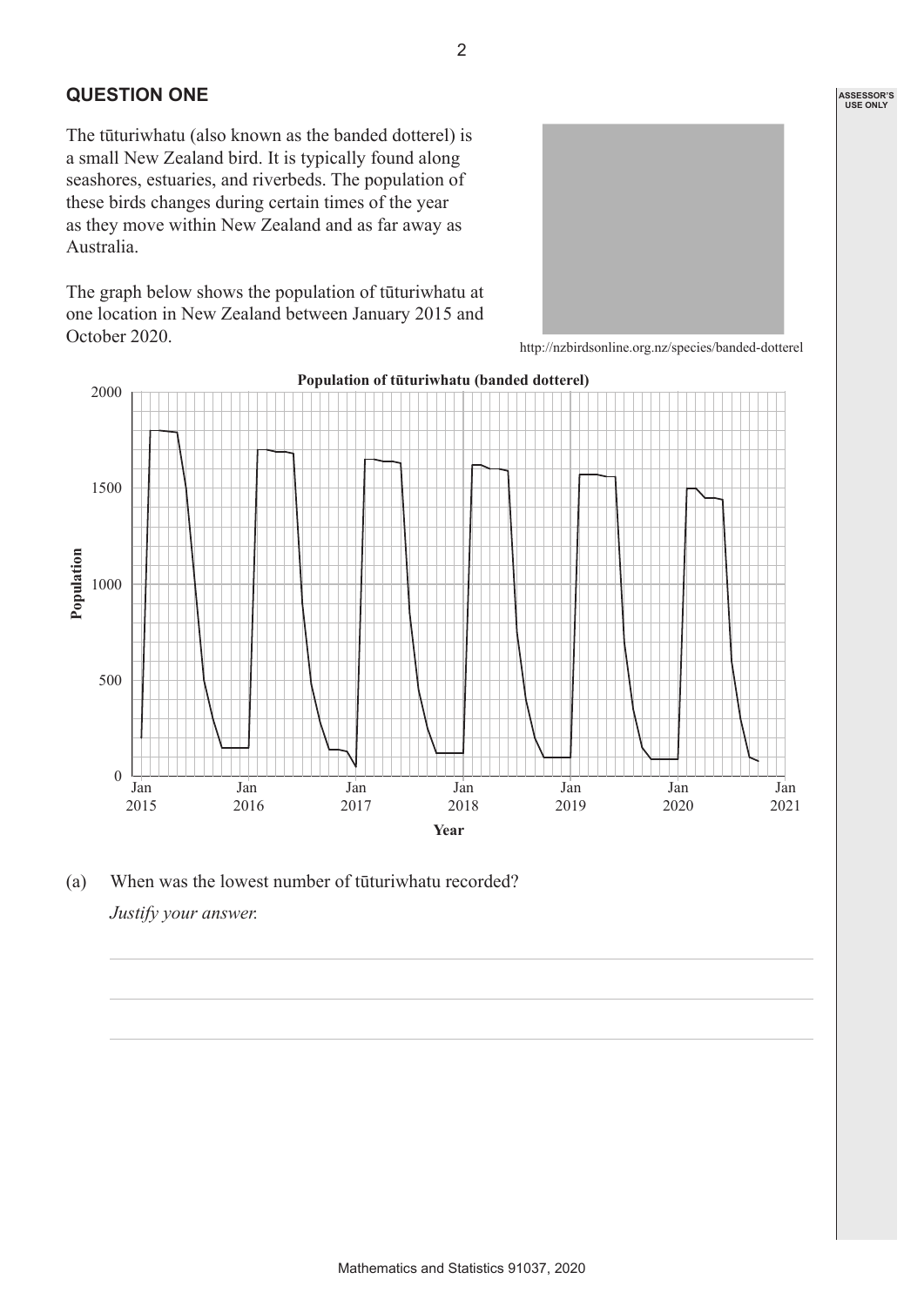## QUESTION ONE

The tūturiwhatu (also known as the banded dotterel) is a small New Zealand bird. It is typically found along seashores, estuaries, and riverbeds. The population of these birds changes during certain times of the year as they move within New Zealand and as far away as Australia.

The graph below shows the population of tūturiwhatu at one location in New Zealand between January 2015 and October 2020.

http://nzbirdsonline.org.nz/species/banded-dotterel

**Population of tūturiwhatu (banded dotterel)**

(a) When was the lowest number of tūturiwhatu recorded?

*Justify your answer.*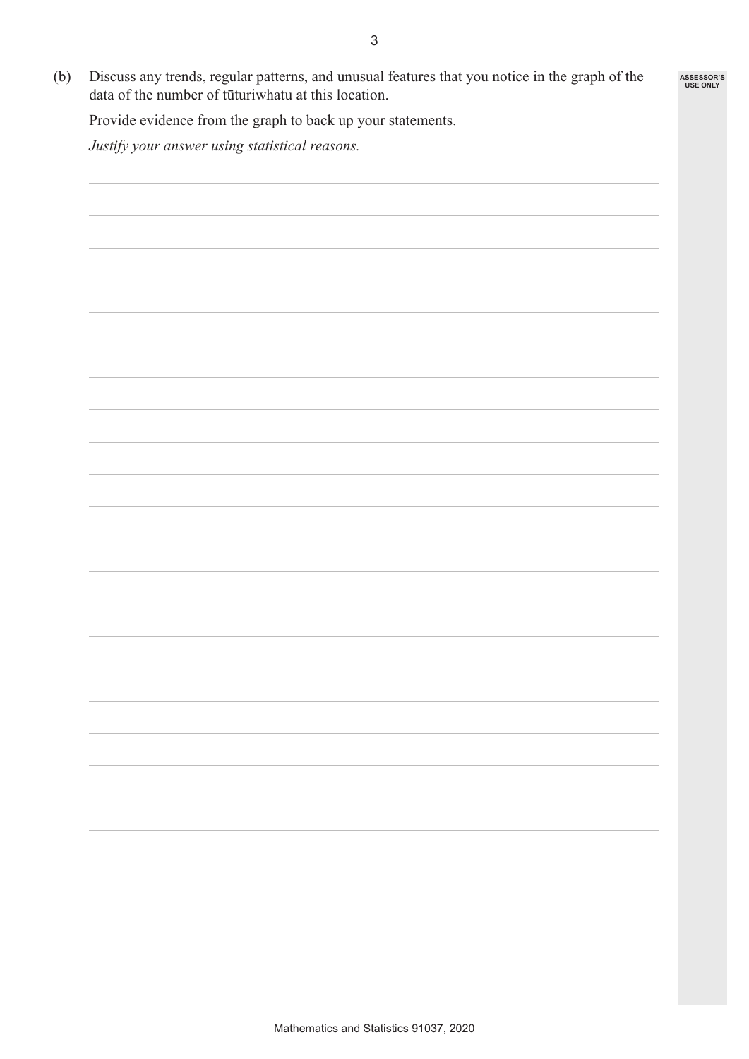(b) Discuss any trends, regular patterns, and unusual features that you notice in the graph of the data of the number of tūturiwhatu at this location.

Provide evidence from the graph to back up your statements.

*Justify your answer using statistical reasons.*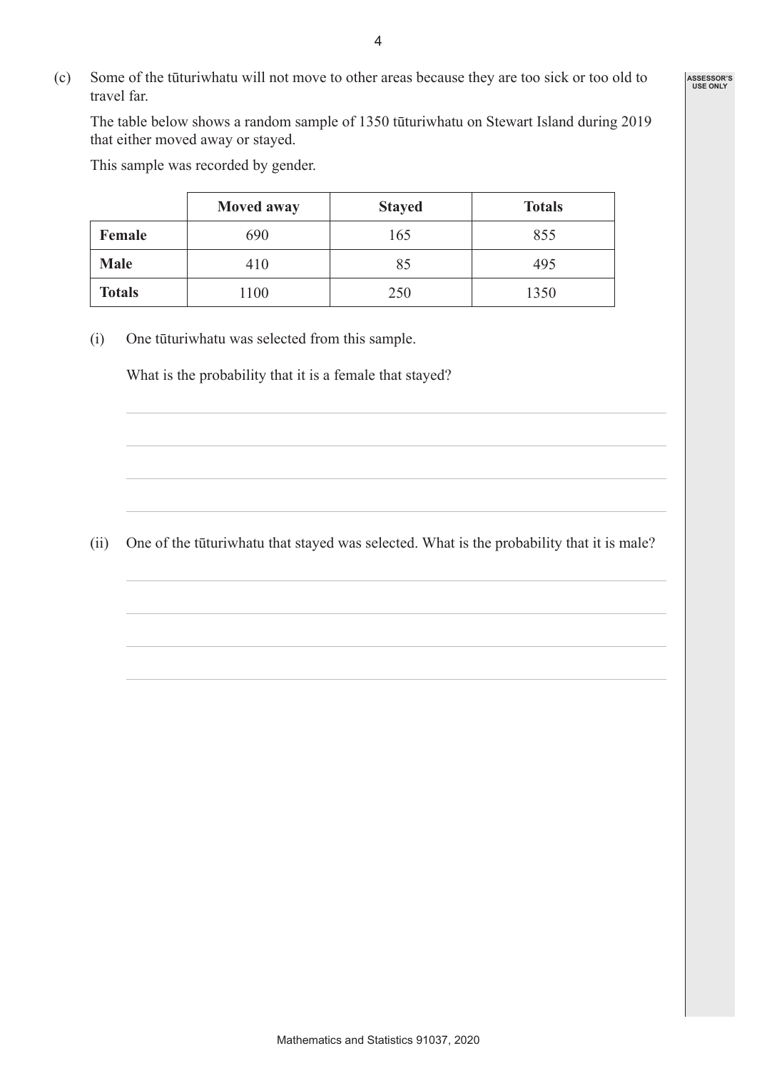(c) Some of the tūturiwhatu will not move to other areas because they are too sick or too old to travel far.

The table below shows a random sample of 1350 tūturiwhatu on Stewart Island during 2019 that either moved away or stayed.

This sample was recorded by gender.

| | **Moved away** | **Stayed** | **Totals** |
|---|---|---|---|
| **Female** | 690 | 165 | 855 |
| **Male** | 410 | 85 | 495 |
| **Totals** | 1100 | 250 | 1350 |

(i) One tūturiwhatu was selected from this sample.

What is the probability that it is a female that stayed?

(ii) One of the tūturiwhatu that stayed was selected. What is the probability that it is male?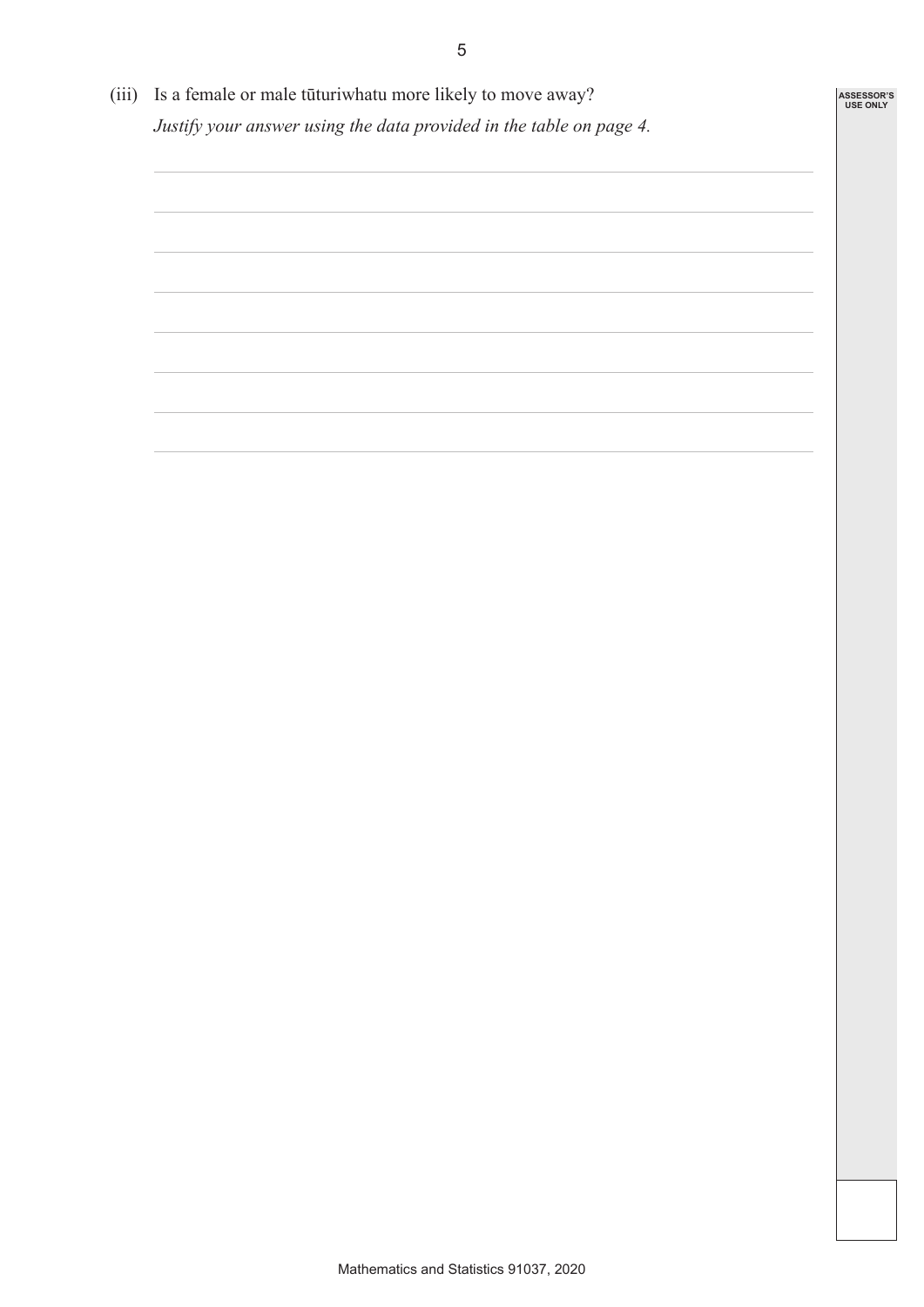(iii) Is a female or male tūturiwhatu more likely to move away?

*Justify your answer using the data provided in the table on page 4.*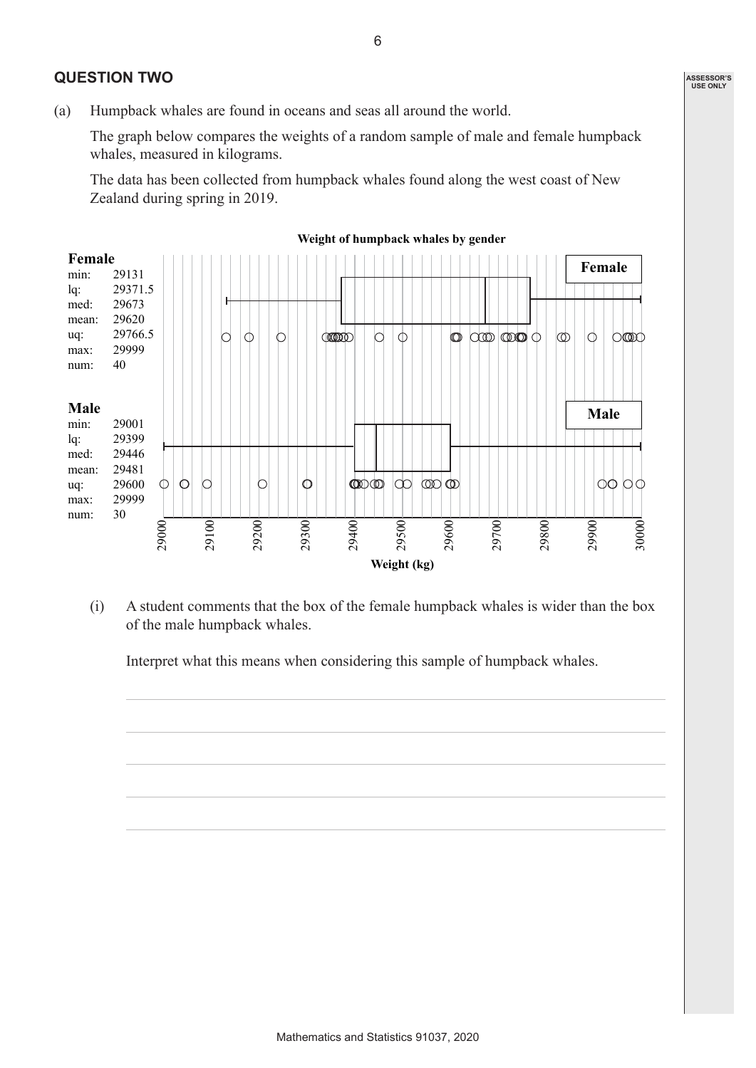## QUESTION TWO

(a) Humpback whales are found in oceans and seas all around the world.

The graph below compares the weights of a random sample of male and female humpback whales, measured in kilograms.

The data has been collected from humpback whales found along the west coast of New Zealand during spring in 2019.

**Weight of humpback whales by gender**

| | Female | Male |
|---|---|---|
| min: | 29131 | 29001 |
| lq: | 29371.5 | 29399 |
| med: | 29673 | 29446 |
| mean: | 29620 | 29481 |
| uq: | 29766.5 | 29600 |
| max: | 29999 | 29999 |
| num: | 40 | 30 |

Weight (kg)

(i) A student comments that the box of the female humpback whales is wider than the box of the male humpback whales.

Interpret what this means when considering this sample of humpback whales.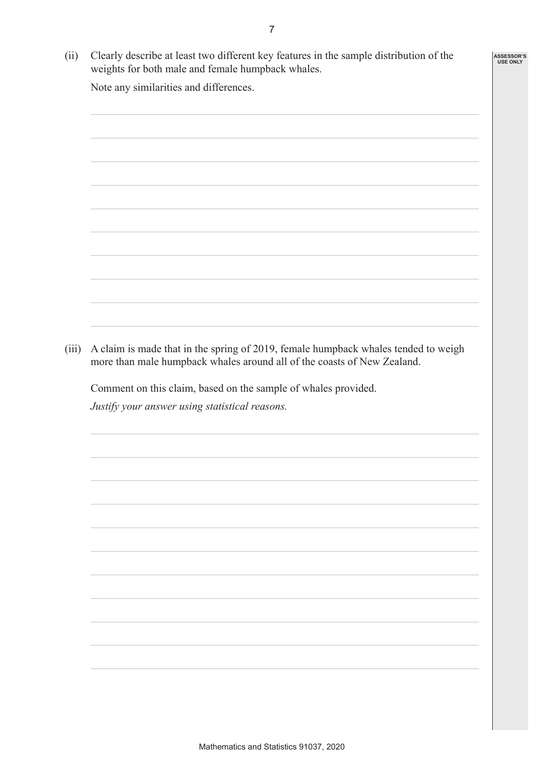(ii) Clearly describe at least two different key features in the sample distribution of the weights for both male and female humpback whales.

Note any similarities and differences.

(iii) A claim is made that in the spring of 2019, female humpback whales tended to weigh more than male humpback whales around all of the coasts of New Zealand.

Comment on this claim, based on the sample of whales provided.

*Justify your answer using statistical reasons.*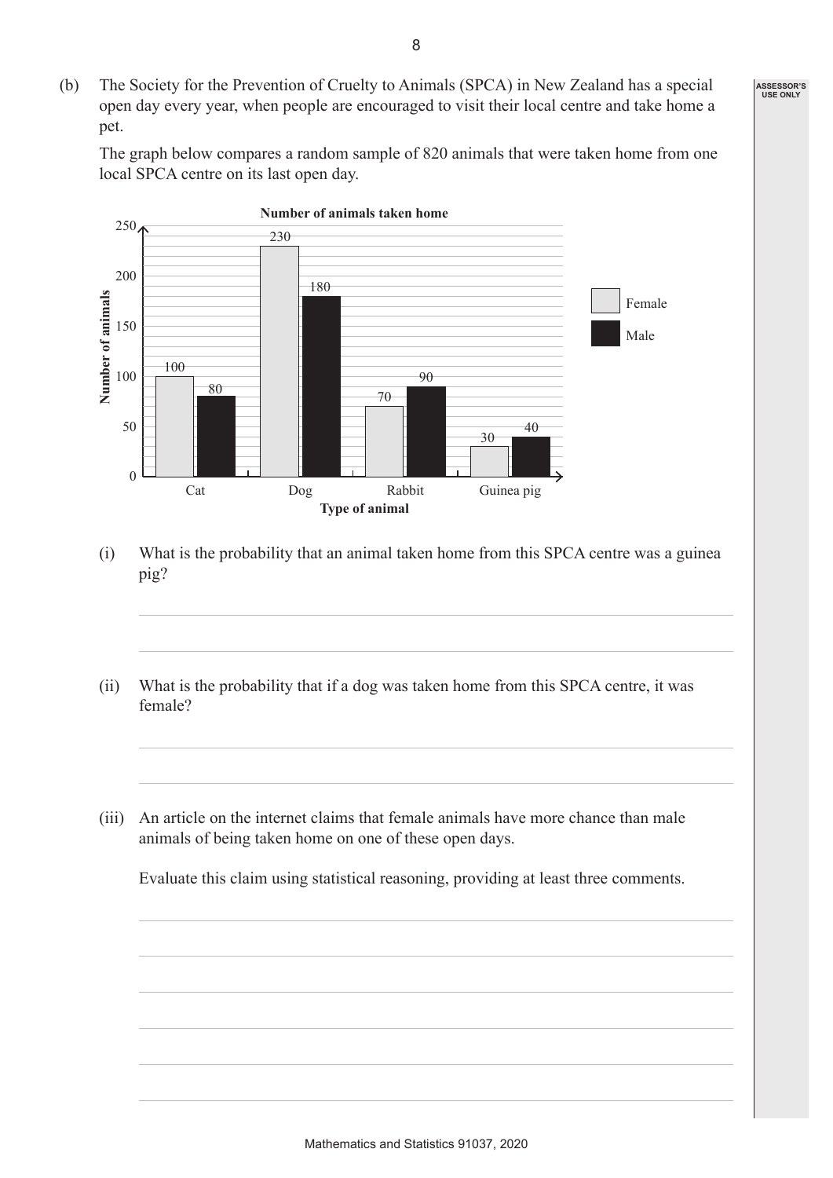(b) The Society for the Prevention of Cruelty to Animals (SPCA) in New Zealand has a special open day every year, when people are encouraged to visit their local centre and take home a pet.

The graph below compares a random sample of 820 animals that were taken home from one local SPCA centre on its last open day.

**Number of animals taken home**

| Type of animal | Female | Male |
|---|---|---|
| Cat | 100 | 80 |
| Dog | 230 | 180 |
| Rabbit | 70 | 90 |
| Guinea pig | 30 | 40 |

(i) What is the probability that an animal taken home from this SPCA centre was a guinea pig?

(ii) What is the probability that if a dog was taken home from this SPCA centre, it was female?

(iii) An article on the internet claims that female animals have more chance than male animals of being taken home on one of these open days.

Evaluate this claim using statistical reasoning, providing at least three comments.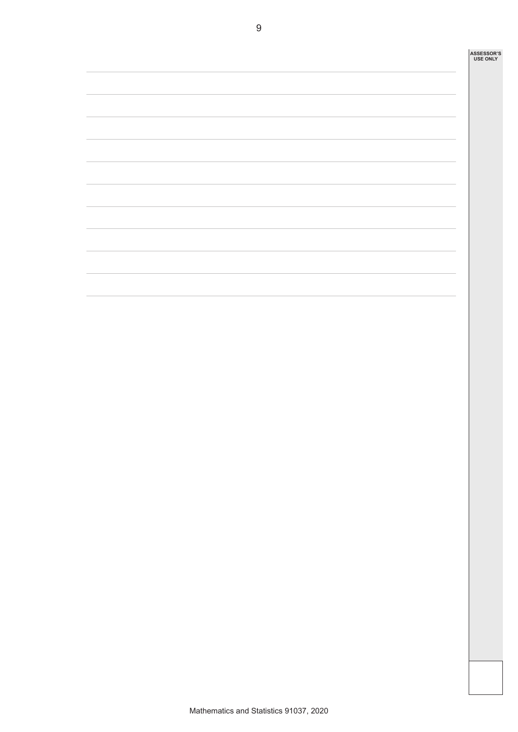ASSESSOR'S USE ONLY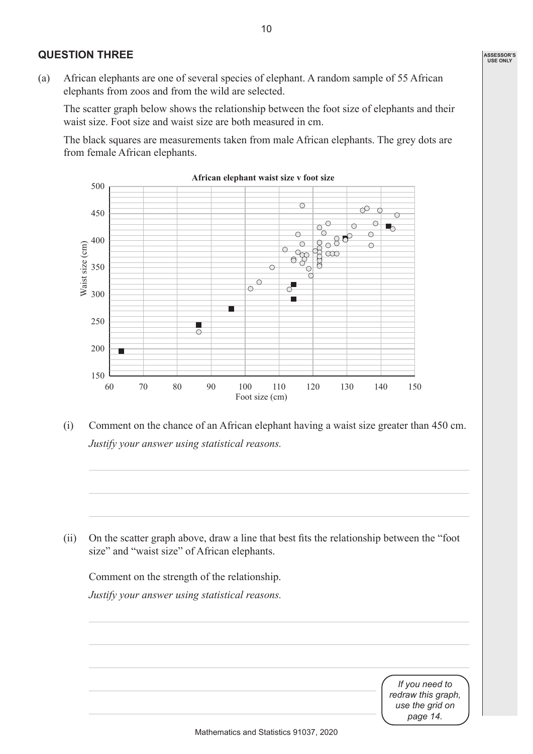## QUESTION THREE

(a) African elephants are one of several species of elephant. A random sample of 55 African elephants from zoos and from the wild are selected.

The scatter graph below shows the relationship between the foot size of elephants and their waist size. Foot size and waist size are both measured in cm.

The black squares are measurements taken from male African elephants. The grey dots are from female African elephants.

**African elephant waist size v foot size**

(i) Comment on the chance of an African elephant having a waist size greater than 450 cm.

*Justify your answer using statistical reasons.*

(ii) On the scatter graph above, draw a line that best fits the relationship between the "foot size" and "waist size" of African elephants.

Comment on the strength of the relationship.

*Justify your answer using statistical reasons.*

*If you need to redraw this graph, use the grid on page 14.*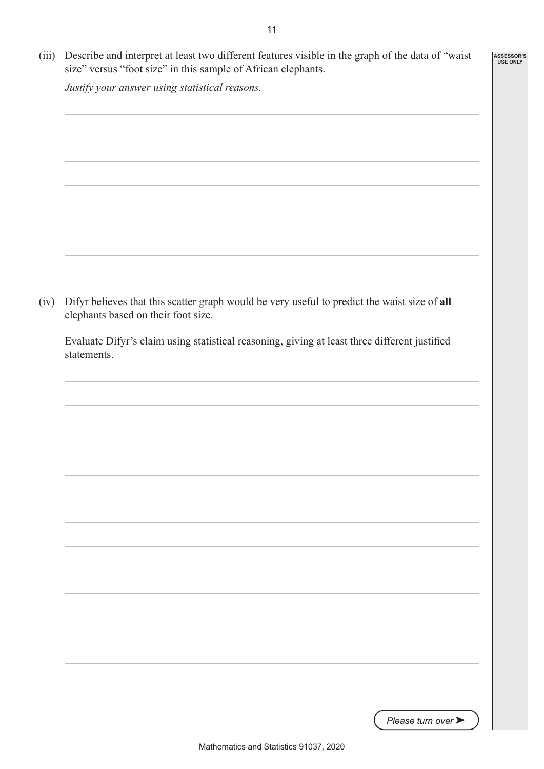(iii) Describe and interpret at least two different features visible in the graph of the data of "waist size" versus "foot size" in this sample of African elephants.

*Justify your answer using statistical reasons.*

(iv) Difyr believes that this scatter graph would be very useful to predict the waist size of **all** elephants based on their foot size.

Evaluate Difyr's claim using statistical reasoning, giving at least three different justified statements.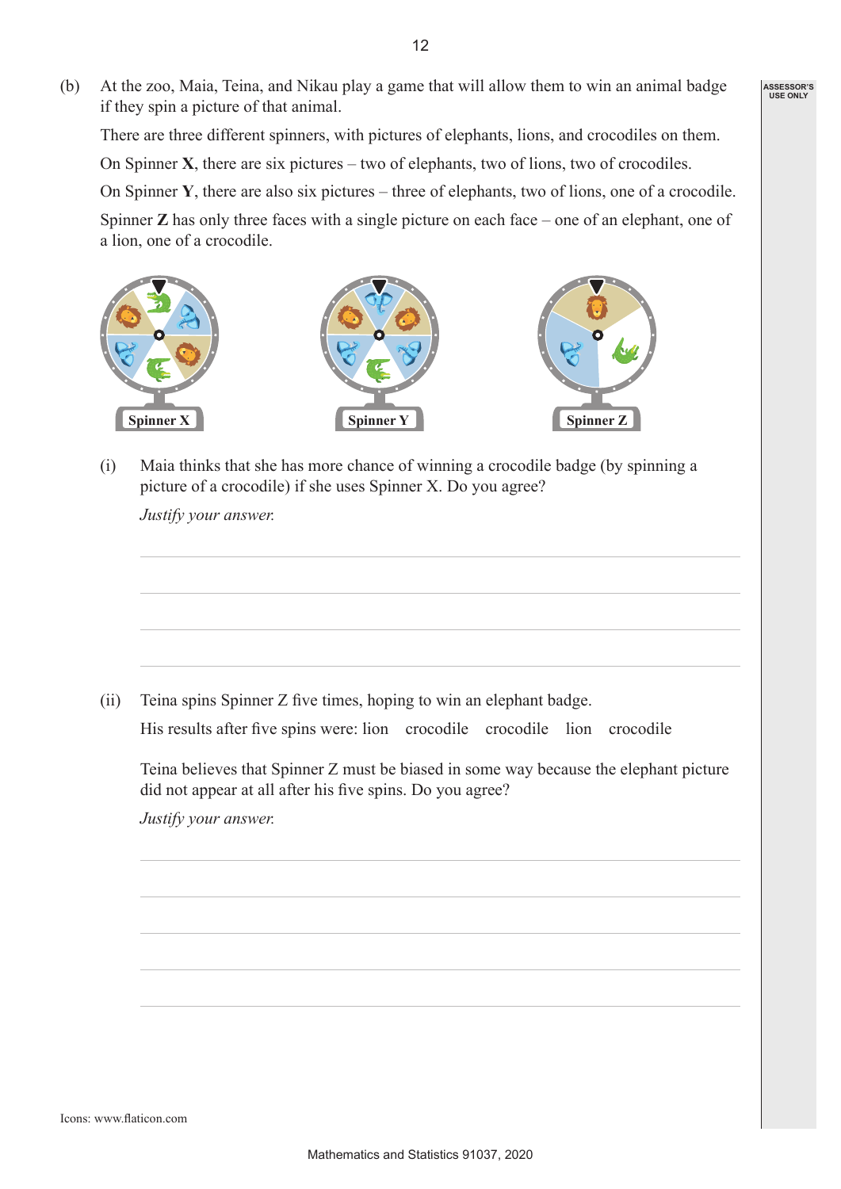(b) At the zoo, Maia, Teina, and Nikau play a game that will allow them to win an animal badge if they spin a picture of that animal.

There are three different spinners, with pictures of elephants, lions, and crocodiles on them.

On Spinner **X**, there are six pictures – two of elephants, two of lions, two of crocodiles.

On Spinner **Y**, there are also six pictures – three of elephants, two of lions, one of a crocodile.

Spinner **Z** has only three faces with a single picture on each face – one of an elephant, one of a lion, one of a crocodile.

Spinner X    Spinner Y    Spinner Z

(i) Maia thinks that she has more chance of winning a crocodile badge (by spinning a picture of a crocodile) if she uses Spinner X. Do you agree?

*Justify your answer.*

(ii) Teina spins Spinner Z five times, hoping to win an elephant badge.

His results after five spins were: lion crocodile crocodile lion crocodile

Teina believes that Spinner Z must be biased in some way because the elephant picture did not appear at all after his five spins. Do you agree?

*Justify your answer.*

Icons: www.flaticon.com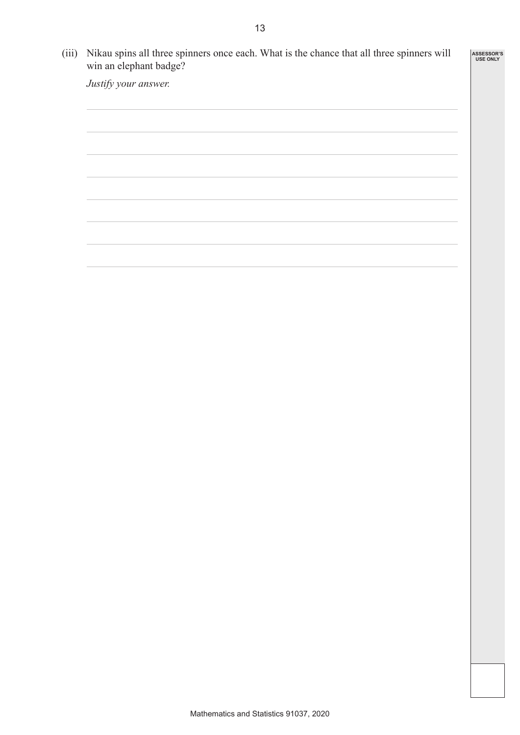(iii) Nikau spins all three spinners once each. What is the chance that all three spinners will win an elephant badge?

*Justify your answer.*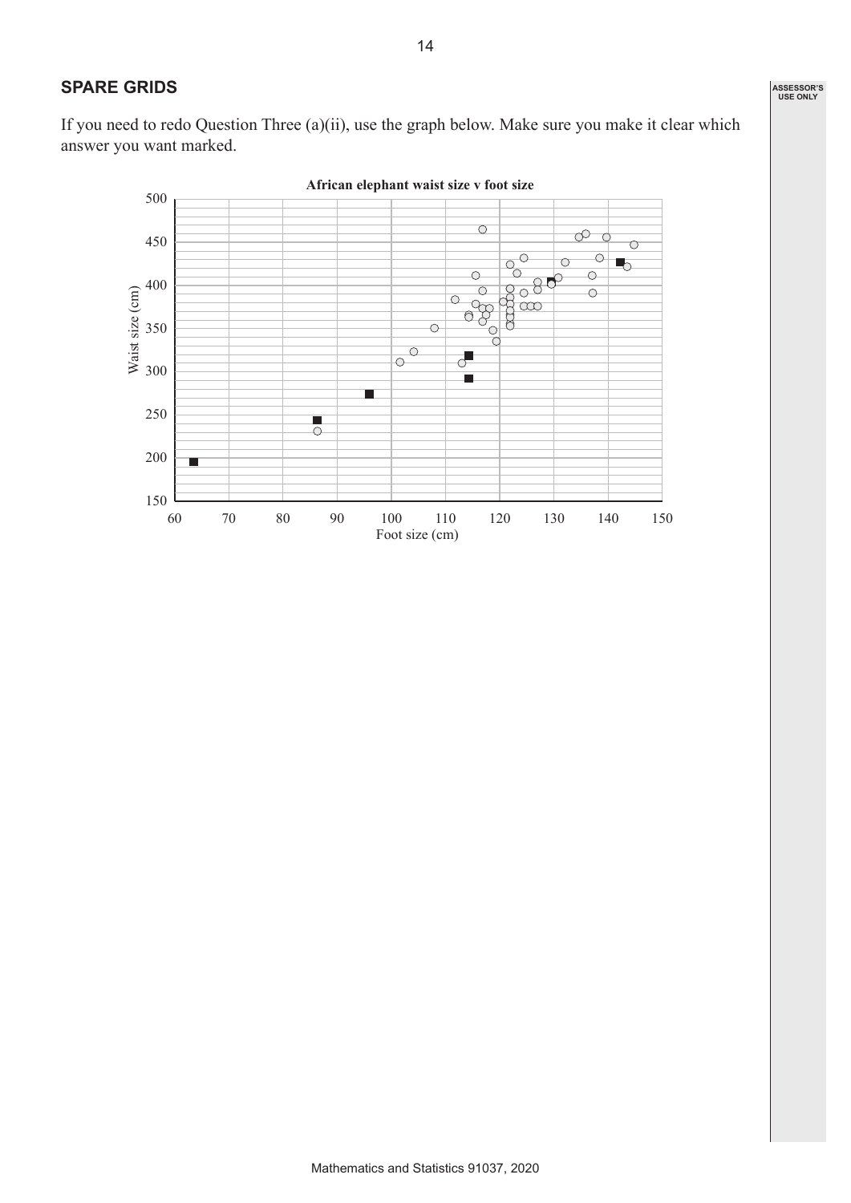## SPARE GRIDS

If you need to redo Question Three (a)(ii), use the graph below. Make sure you make it clear which answer you want marked.

**African elephant waist size v foot size**

Waist size (cm)

Foot size (cm)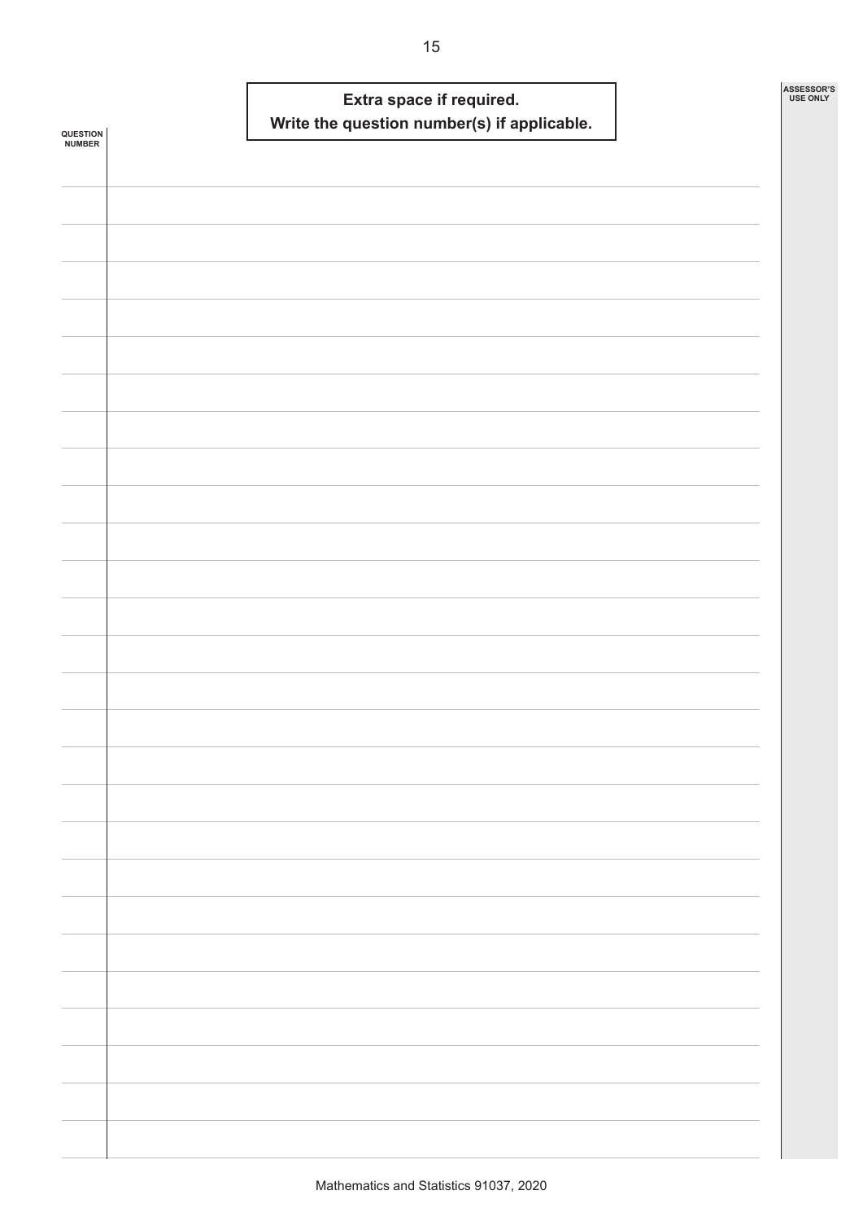**Extra space if required.**
**Write the question number(s) if applicable.**

QUESTION NUMBER

ASSESSOR'S USE ONLY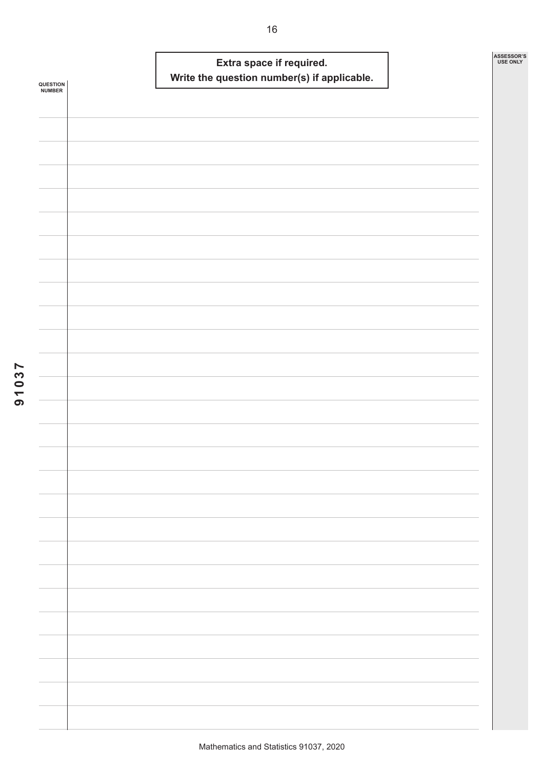**Extra space if required.**
**Write the question number(s) if applicable.**

QUESTION NUMBER

ASSESSOR'S USE ONLY